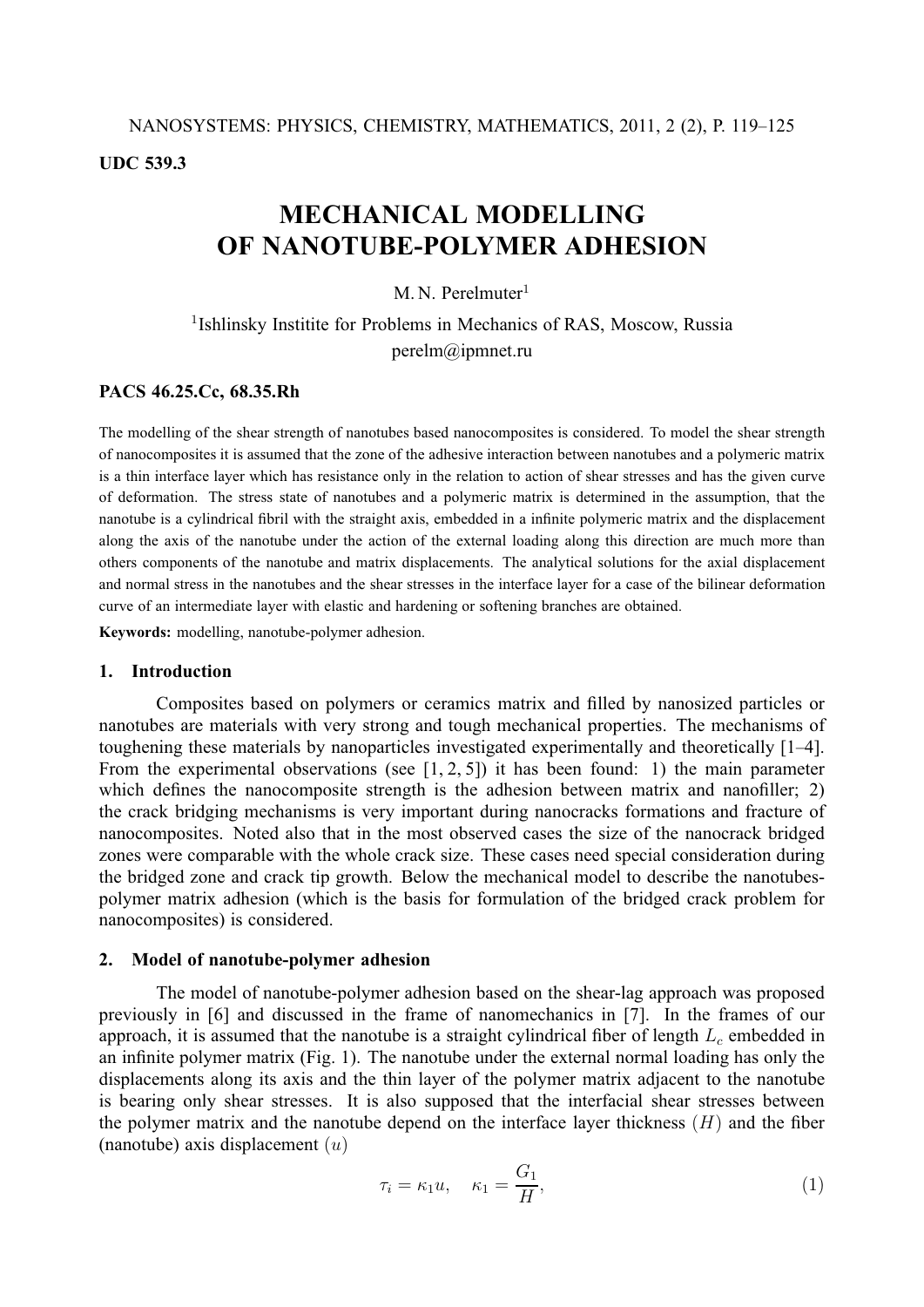UDC 539.3

# MECHANICAL MODELLING OF NANOTUBE-POLYMER ADHESION

M. N. Perelmuter[1]

[1]Ishlinsky Institite for Problems in Mechanics of RAS, Moscow, Russia
perelm@ipmnet.ru

**PACS 46.25.Cc, 68.35.Rh**

The modelling of the shear strength of nanotubes based nanocomposites is considered. To model the shear strength of nanocomposites it is assumed that the zone of the adhesive interaction between nanotubes and a polymeric matrix is a thin interface layer which has resistance only in the relation to action of shear stresses and has the given curve of deformation. The stress state of nanotubes and a polymeric matrix is determined in the assumption, that the nanotube is a cylindrical fibril with the straight axis, embedded in a infinite polymeric matrix and the displacement along the axis of the nanotube under the action of the external loading along this direction are much more than others components of the nanotube and matrix displacements. The analytical solutions for the axial displacement and normal stress in the nanotubes and the shear stresses in the interface layer for a case of the bilinear deformation curve of an intermediate layer with elastic and hardening or softening branches are obtained.

**Keywords:** modelling, nanotube-polymer adhesion.

## 1. Introduction

Composites based on polymers or ceramics matrix and filled by nanosized particles or nanotubes are materials with very strong and tough mechanical properties. The mechanisms of toughening these materials by nanoparticles investigated experimentally and theoretically [1–4]. From the experimental observations (see [1, 2, 5]) it has been found: 1) the main parameter which defines the nanocomposite strength is the adhesion between matrix and nanofiller; 2) the crack bridging mechanisms is very important during nanocracks formations and fracture of nanocomposites. Noted also that in the most observed cases the size of the nanocrack bridged zones were comparable with the whole crack size. These cases need special consideration during the bridged zone and crack tip growth. Below the mechanical model to describe the nanotubes-polymer matrix adhesion (which is the basis for formulation of the bridged crack problem for nanocomposites) is considered.

## 2. Model of nanotube-polymer adhesion

The model of nanotube-polymer adhesion based on the shear-lag approach was proposed previously in [6] and discussed in the frame of nanomechanics in [7]. In the frames of our approach, it is assumed that the nanotube is a straight cylindrical fiber of length $L_c$ embedded in an infinite polymer matrix (Fig. 1). The nanotube under the external normal loading has only the displacements along its axis and the thin layer of the polymer matrix adjacent to the nanotube is bearing only shear stresses. It is also supposed that the interfacial shear stresses between the polymer matrix and the nanotube depend on the interface layer thickness $(H)$ and the fiber (nanotube) axis displacement $(u)$

$$\tau_i = \kappa_1 u, \quad \kappa_1 = \frac{G_1}{H}, \tag{1}$$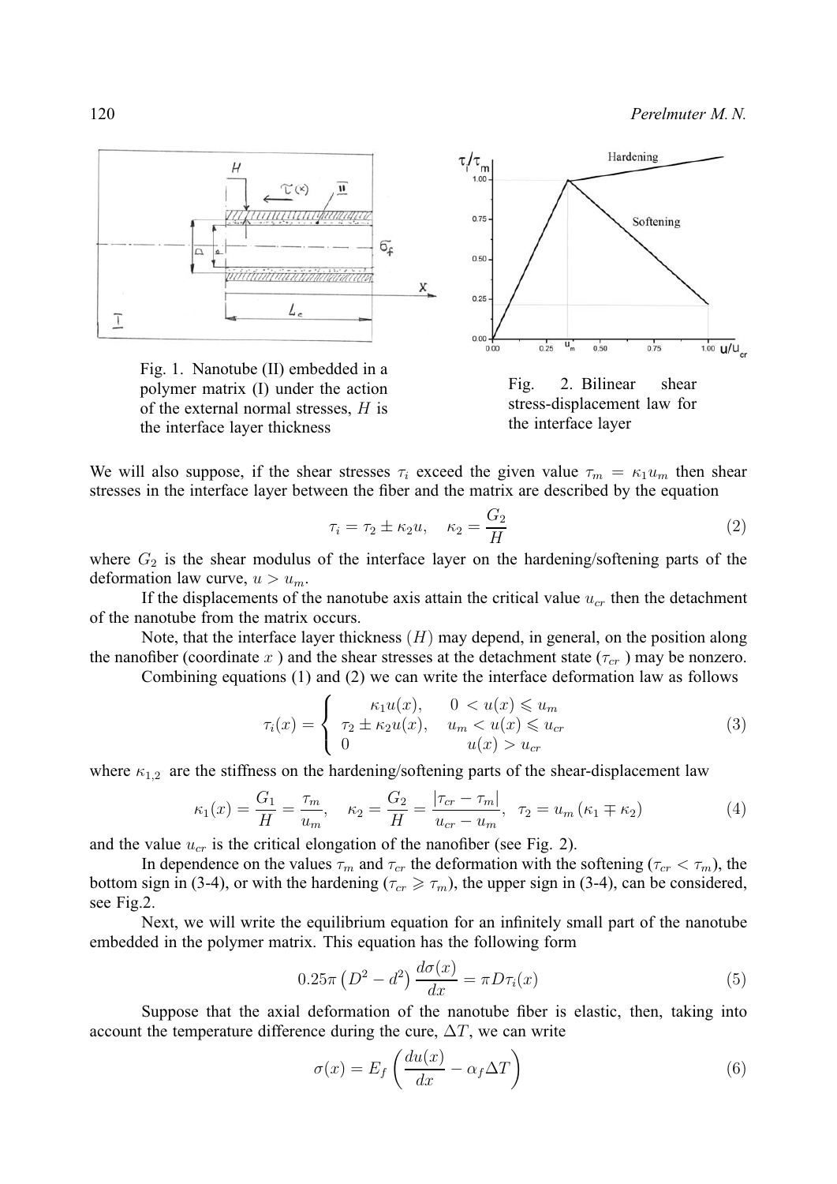Fig. 1. Nanotube (II) embedded in a polymer matrix (I) under the action of the external normal stresses, $H$ is the interface layer thickness

Fig. 2. Bilinear shear stress-displacement law for the interface layer

We will also suppose, if the shear stresses $\tau_i$ exceed the given value $\tau_m = \kappa_1 u_m$ then shear stresses in the interface layer between the fiber and the matrix are described by the equation

$$\tau_i = \tau_2 \pm \kappa_2 u, \quad \kappa_2 = \frac{G_2}{H} \tag{2}$$

where $G_2$ is the shear modulus of the interface layer on the hardening/softening parts of the deformation law curve, $u > u_m$.

If the displacements of the nanotube axis attain the critical value $u_{cr}$ then the detachment of the nanotube from the matrix occurs.

Note, that the interface layer thickness $(H)$ may depend, in general, on the position along the nanofiber (coordinate $x$ ) and the shear stresses at the detachment state ($\tau_{cr}$ ) may be nonzero.

Combining equations (1) and (2) we can write the interface deformation law as follows

$$\tau_i(x) = \begin{cases} \kappa_1 u(x), & 0 < u(x) \leqslant u_m \\ \tau_2 \pm \kappa_2 u(x), & u_m < u(x) \leqslant u_{cr} \\ 0 & u(x) > u_{cr} \end{cases} \tag{3}$$

where $\kappa_{1,2}$ are the stiffness on the hardening/softening parts of the shear-displacement law

$$\kappa_1(x) = \frac{G_1}{H} = \frac{\tau_m}{u_m}, \quad \kappa_2 = \frac{G_2}{H} = \frac{|\tau_{cr} - \tau_m|}{u_{cr} - u_m}, \quad \tau_2 = u_m(\kappa_1 \mp \kappa_2) \tag{4}$$

and the value $u_{cr}$ is the critical elongation of the nanofiber (see Fig. 2).

In dependence on the values $\tau_m$ and $\tau_{cr}$ the deformation with the softening ($\tau_{cr} < \tau_m$), the bottom sign in (3-4), or with the hardening ($\tau_{cr} \geqslant \tau_m$), the upper sign in (3-4), can be considered, see Fig.2.

Next, we will write the equilibrium equation for an infinitely small part of the nanotube embedded in the polymer matrix. This equation has the following form

$$0.25\pi\left(D^2 - d^2\right)\frac{d\sigma(x)}{dx} = \pi D \tau_i(x) \tag{5}$$

Suppose that the axial deformation of the nanotube fiber is elastic, then, taking into account the temperature difference during the cure, $\Delta T$, we can write

$$\sigma(x) = E_f\left(\frac{du(x)}{dx} - \alpha_f \Delta T\right) \tag{6}$$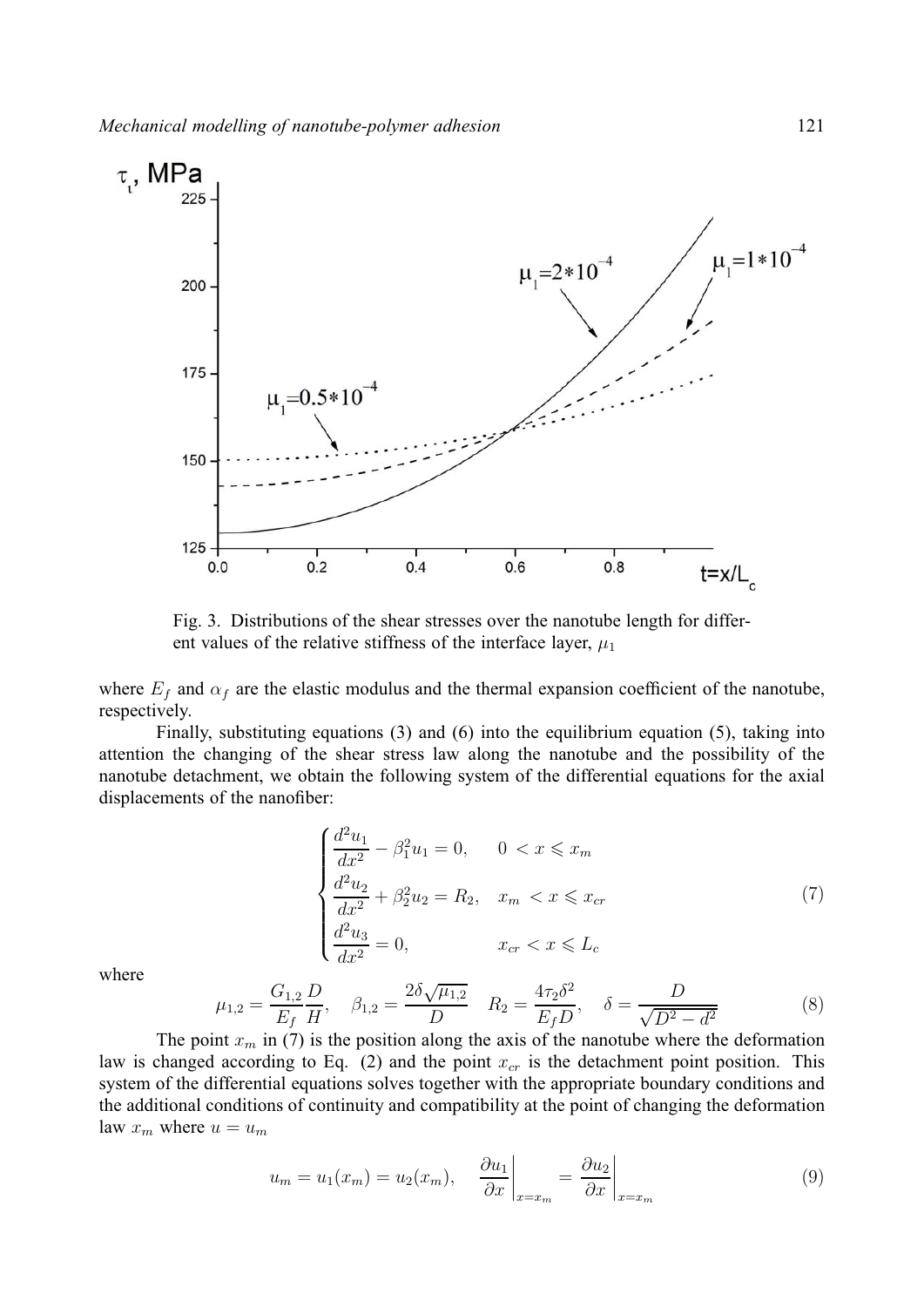Fig. 3. Distributions of the shear stresses over the nanotube length for different values of the relative stiffness of the interface layer, $\mu_1$

where $E_f$ and $\alpha_f$ are the elastic modulus and the thermal expansion coefficient of the nanotube, respectively.

Finally, substituting equations (3) and (6) into the equilibrium equation (5), taking into attention the changing of the shear stress law along the nanotube and the possibility of the nanotube detachment, we obtain the following system of the differential equations for the axial displacements of the nanofiber:

$$\begin{cases} \dfrac{d^2u_1}{dx^2} - \beta_1^2 u_1 = 0, & 0 < x \leqslant x_m \\ \dfrac{d^2u_2}{dx^2} + \beta_2^2 u_2 = R_2, & x_m < x \leqslant x_{cr} \\ \dfrac{d^2u_3}{dx^2} = 0, & x_{cr} < x \leqslant L_c \end{cases} \tag{7}$$

where

$$\mu_{1,2} = \frac{G_{1,2}}{E_f}\frac{D}{H}, \quad \beta_{1,2} = \frac{2\delta\sqrt{\mu_{1,2}}}{D} \quad R_2 = \frac{4\tau_2\delta^2}{E_f D}, \quad \delta = \frac{D}{\sqrt{D^2 - d^2}} \tag{8}$$

The point $x_m$ in (7) is the position along the axis of the nanotube where the deformation law is changed according to Eq. (2) and the point $x_{cr}$ is the detachment point position. This system of the differential equations solves together with the appropriate boundary conditions and the additional conditions of continuity and compatibility at the point of changing the deformation law $x_m$ where $u = u_m$

$$u_m = u_1(x_m) = u_2(x_m), \quad \left.\frac{\partial u_1}{\partial x}\right|_{x=x_m} = \left.\frac{\partial u_2}{\partial x}\right|_{x=x_m} \tag{9}$$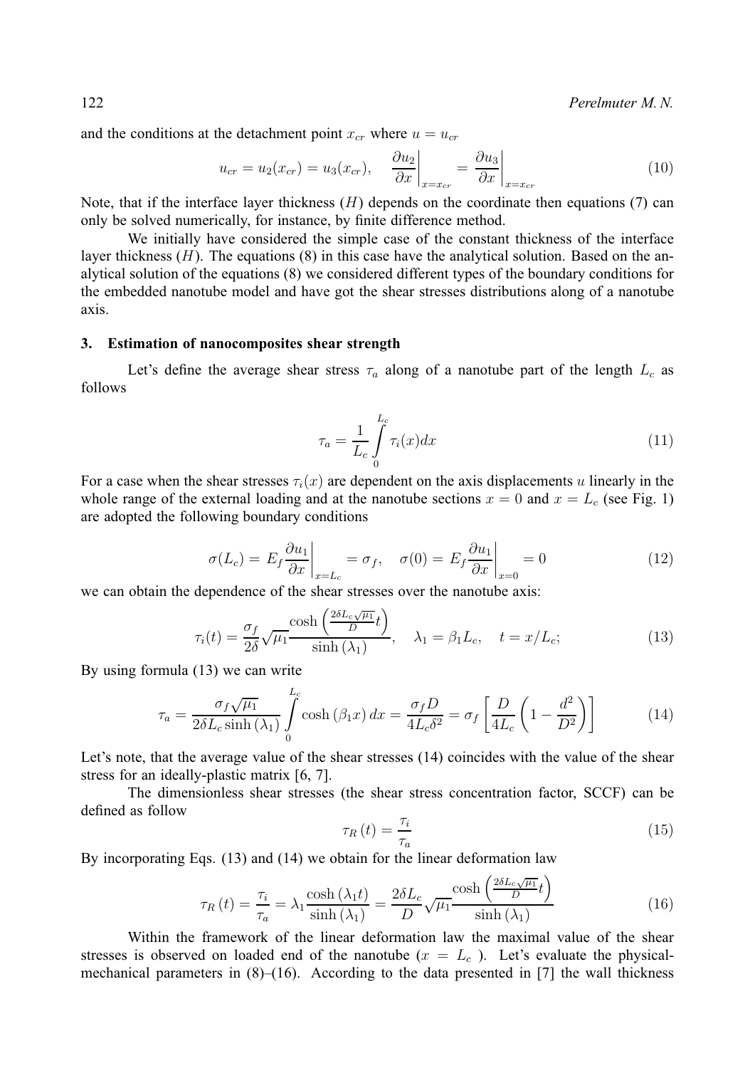and the conditions at the detachment point $x_{cr}$ where $u = u_{cr}$

$$u_{cr} = u_2(x_{cr}) = u_3(x_{cr}), \quad \left.\frac{\partial u_2}{\partial x}\right|_{x=x_{cr}} = \left.\frac{\partial u_3}{\partial x}\right|_{x=x_{cr}} \tag{10}$$

Note, that if the interface layer thickness ($H$) depends on the coordinate then equations (7) can only be solved numerically, for instance, by finite difference method.

We initially have considered the simple case of the constant thickness of the interface layer thickness ($H$). The equations (8) in this case have the analytical solution. Based on the analytical solution of the equations (8) we considered different types of the boundary conditions for the embedded nanotube model and have got the shear stresses distributions along of a nanotube axis.

## 3. Estimation of nanocomposites shear strength

Let's define the average shear stress $\tau_a$ along of a nanotube part of the length $L_c$ as follows

$$\tau_a = \frac{1}{L_c}\int\limits_0^{L_c} \tau_i(x)dx \tag{11}$$

For a case when the shear stresses $\tau_i(x)$ are dependent on the axis displacements $u$ linearly in the whole range of the external loading and at the nanotube sections $x = 0$ and $x = L_c$ (see Fig. 1) are adopted the following boundary conditions

$$\sigma(L_c) = E_f \left.\frac{\partial u_1}{\partial x}\right|_{x=L_c} = \sigma_f, \quad \sigma(0) = E_f \left.\frac{\partial u_1}{\partial x}\right|_{x=0} = 0 \tag{12}$$

we can obtain the dependence of the shear stresses over the nanotube axis:

$$\tau_i(t) = \frac{\sigma_f}{2\delta}\sqrt{\mu_1}\frac{\cosh\left(\frac{2\delta L_c\sqrt{\mu_1}}{D}t\right)}{\sinh(\lambda_1)}, \quad \lambda_1 = \beta_1 L_c, \quad t = x/L_c; \tag{13}$$

By using formula (13) we can write

$$\tau_a = \frac{\sigma_f\sqrt{\mu_1}}{2\delta L_c \sinh(\lambda_1)}\int\limits_0^{L_c} \cosh(\beta_1 x)\,dx = \frac{\sigma_f D}{4L_c\delta^2} = \sigma_f\left[\frac{D}{4L_c}\left(1 - \frac{d^2}{D^2}\right)\right] \tag{14}$$

Let's note, that the average value of the shear stresses (14) coincides with the value of the shear stress for an ideally-plastic matrix [6, 7].

The dimensionless shear stresses (the shear stress concentration factor, SCCF) can be defined as follow

$$\tau_R(t) = \frac{\tau_i}{\tau_a} \tag{15}$$

By incorporating Eqs. (13) and (14) we obtain for the linear deformation law

$$\tau_R(t) = \frac{\tau_i}{\tau_a} = \lambda_1\frac{\cosh(\lambda_1 t)}{\sinh(\lambda_1)} = \frac{2\delta L_c}{D}\sqrt{\mu_1}\frac{\cosh\left(\frac{2\delta L_c\sqrt{\mu_1}}{D}t\right)}{\sinh(\lambda_1)} \tag{16}$$

Within the framework of the linear deformation law the maximal value of the shear stresses is observed on loaded end of the nanotube ($x = L_c$ ). Let's evaluate the physical-mechanical parameters in (8)–(16). According to the data presented in [7] the wall thickness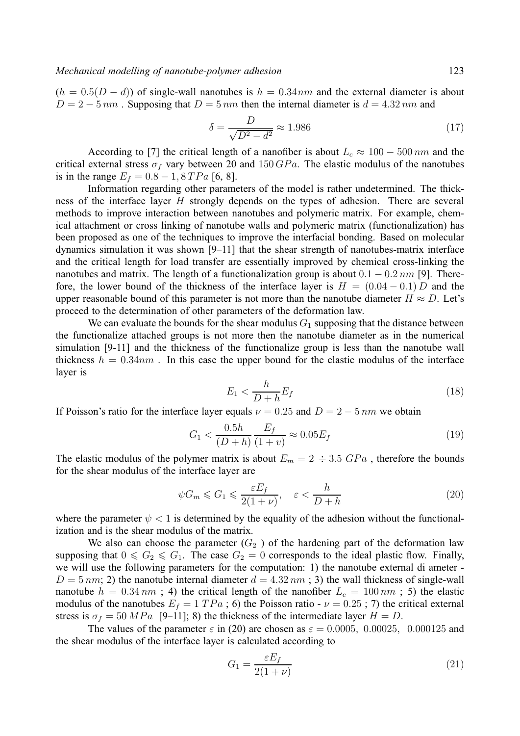($h = 0.5(D - d)$) of single-wall nanotubes is $h = 0.34nm$ and the external diameter is about $D = 2 - 5\,nm$ . Supposing that $D = 5\,nm$ then the internal diameter is $d = 4.32\,nm$ and

$$\delta = \frac{D}{\sqrt{D^2 - d^2}} \approx 1.986 \tag{17}$$

According to [7] the critical length of a nanofiber is about $L_c \approx 100 - 500\,nm$ and the critical external stress $\sigma_f$ vary between 20 and $150\,GPa$. The elastic modulus of the nanotubes is in the range $E_f = 0.8 - 1,8\,TPa$ [6, 8].

Information regarding other parameters of the model is rather undetermined. The thickness of the interface layer $H$ strongly depends on the types of adhesion. There are several methods to improve interaction between nanotubes and polymeric matrix. For example, chemical attachment or cross linking of nanotube walls and polymeric matrix (functionalization) has been proposed as one of the techniques to improve the interfacial bonding. Based on molecular dynamics simulation it was shown [9–11] that the shear strength of nanotubes-matrix interface and the critical length for load transfer are essentially improved by chemical cross-linking the nanotubes and matrix. The length of a functionalization group is about $0.1 - 0.2\,nm$ [9]. Therefore, the lower bound of the thickness of the interface layer is $H = (0.04 - 0.1)\,D$ and the upper reasonable bound of this parameter is not more than the nanotube diameter $H \approx D$. Let's proceed to the determination of other parameters of the deformation law.

We can evaluate the bounds for the shear modulus $G_1$ supposing that the distance between the functionalize attached groups is not more then the nanotube diameter as in the numerical simulation [9-11] and the thickness of the functionalize group is less than the nanotube wall thickness $h = 0.34nm$ . In this case the upper bound for the elastic modulus of the interface layer is

$$E_1 < \frac{h}{D + h} E_f \tag{18}$$

If Poisson's ratio for the interface layer equals $\nu = 0.25$ and $D = 2 - 5\,nm$ we obtain

$$G_1 < \frac{0.5h}{(D + h)} \frac{E_f}{(1 + v)} \approx 0.05 E_f \tag{19}$$

The elastic modulus of the polymer matrix is about $E_m = 2 \div 3.5\ GPa$ , therefore the bounds for the shear modulus of the interface layer are

$$\psi G_m \leqslant G_1 \leqslant \frac{\varepsilon E_f}{2(1 + \nu)}, \quad \varepsilon < \frac{h}{D + h} \tag{20}$$

where the parameter $\psi < 1$ is determined by the equality of the adhesion without the functionalization and is the shear modulus of the matrix.

We also can choose the parameter ($G_2$ ) of the hardening part of the deformation law supposing that $0 \leqslant G_2 \leqslant G_1$. The case $G_2 = 0$ corresponds to the ideal plastic flow. Finally, we will use the following parameters for the computation: 1) the nanotube external di ameter - $D = 5\,nm$; 2) the nanotube internal diameter $d = 4.32\,nm$ ; 3) the wall thickness of single-wall nanotube $h = 0.34\,nm$ ; 4) the critical length of the nanofiber $L_c = 100\,nm$ ; 5) the elastic modulus of the nanotubes $E_f = 1\,TPa$ ; 6) the Poisson ratio - $\nu = 0.25$ ; 7) the critical external stress is $\sigma_f = 50\,MPa$ [9–11]; 8) the thickness of the intermediate layer $H = D$.

The values of the parameter $\varepsilon$ in (20) are chosen as $\varepsilon = 0.0005,\ 0.00025,\ 0.000125$ and the shear modulus of the interface layer is calculated according to

$$G_1 = \frac{\varepsilon E_f}{2(1 + \nu)} \tag{21}$$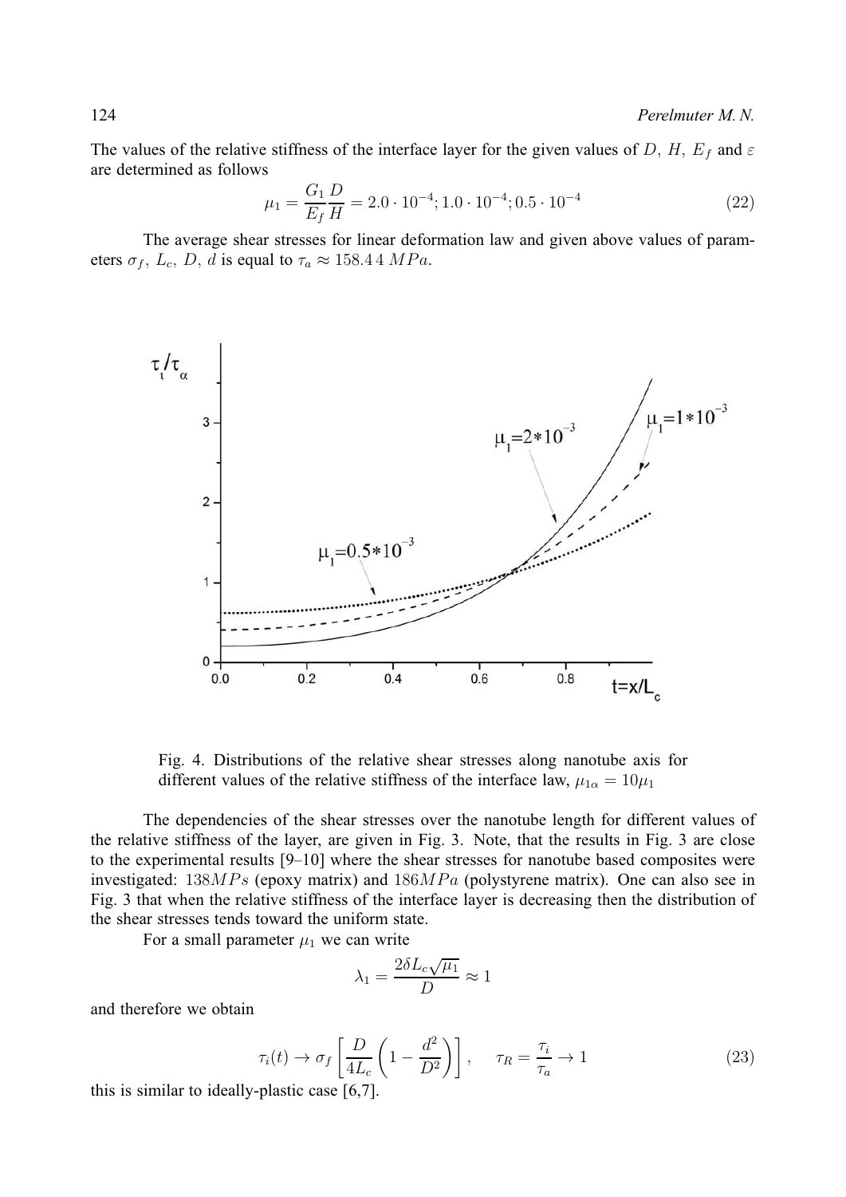The values of the relative stiffness of the interface layer for the given values of $D$, $H$, $E_f$ and $\varepsilon$ are determined as follows

$$\mu_1 = \frac{G_1}{E_f} \frac{D}{H} = 2.0 \cdot 10^{-4}; 1.0 \cdot 10^{-4}; 0.5 \cdot 10^{-4} \tag{22}$$

The average shear stresses for linear deformation law and given above values of parameters $\sigma_f$, $L_c$, $D$, $d$ is equal to $\tau_a \approx 158.44\ MPa$.

Fig. 4. Distributions of the relative shear stresses along nanotube axis for different values of the relative stiffness of the interface law, $\mu_{1\alpha} = 10\mu_1$

The dependencies of the shear stresses over the nanotube length for different values of the relative stiffness of the layer, are given in Fig. 3. Note, that the results in Fig. 3 are close to the experimental results [9–10] where the shear stresses for nanotube based composites were investigated: $138MPs$ (epoxy matrix) and $186MPa$ (polystyrene matrix). One can also see in Fig. 3 that when the relative stiffness of the interface layer is decreasing then the distribution of the shear stresses tends toward the uniform state.

For a small parameter $\mu_1$ we can write

$$\lambda_1 = \frac{2\delta L_c \sqrt{\mu_1}}{D} \approx 1$$

and therefore we obtain

$$\tau_i(t) \rightarrow \sigma_f \left[ \frac{D}{4L_c} \left( 1 - \frac{d^2}{D^2} \right) \right], \quad \tau_R = \frac{\tau_i}{\tau_a} \rightarrow 1 \tag{23}$$

this is similar to ideally-plastic case [6,7].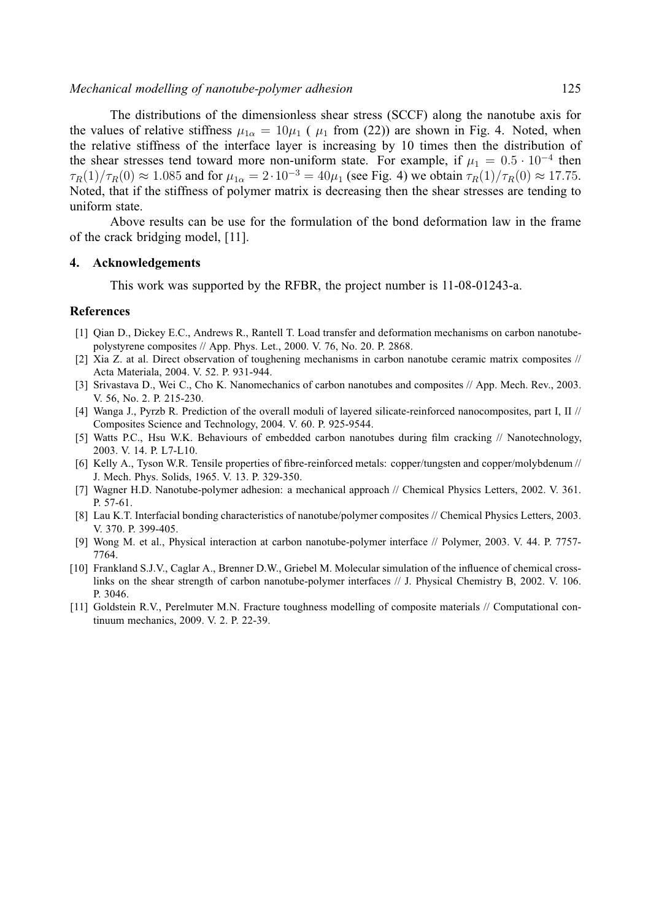The distributions of the dimensionless shear stress (SCCF) along the nanotube axis for the values of relative stiffness $\mu_{1\alpha} = 10\mu_1$ ( $\mu_1$ from (22)) are shown in Fig. 4. Noted, when the relative stiffness of the interface layer is increasing by 10 times then the distribution of the shear stresses tend toward more non-uniform state. For example, if $\mu_1 = 0.5 \cdot 10^{-4}$ then $\tau_R(1)/\tau_R(0) \approx 1.085$ and for $\mu_{1\alpha} = 2 \cdot 10^{-3} = 40\mu_1$ (see Fig. 4) we obtain $\tau_R(1)/\tau_R(0) \approx 17.75$. Noted, that if the stiffness of polymer matrix is decreasing then the shear stresses are tending to uniform state.

Above results can be use for the formulation of the bond deformation law in the frame of the crack bridging model, [11].

## 4. Acknowledgements

This work was supported by the RFBR, the project number is 11-08-01243-a.

## References

[1] Qian D., Dickey E.C., Andrews R., Rantell T. Load transfer and deformation mechanisms on carbon nanotube-polystyrene composites // App. Phys. Let., 2000. V. 76, No. 20. P. 2868.

[2] Xia Z. at al. Direct observation of toughening mechanisms in carbon nanotube ceramic matrix composites // Acta Materiala, 2004. V. 52. P. 931-944.

[3] Srivastava D., Wei C., Cho K. Nanomechanics of carbon nanotubes and composites // App. Mech. Rev., 2003. V. 56, No. 2. P. 215-230.

[4] Wanga J., Pyrzb R. Prediction of the overall moduli of layered silicate-reinforced nanocomposites, part I, II // Composites Science and Technology, 2004. V. 60. P. 925-9544.

[5] Watts P.C., Hsu W.K. Behaviours of embedded carbon nanotubes during film cracking // Nanotechnology, 2003. V. 14. P. L7-L10.

[6] Kelly A., Tyson W.R. Tensile properties of fibre-reinforced metals: copper/tungsten and copper/molybdenum // J. Mech. Phys. Solids, 1965. V. 13. P. 329-350.

[7] Wagner H.D. Nanotube-polymer adhesion: a mechanical approach // Chemical Physics Letters, 2002. V. 361. P. 57-61.

[8] Lau K.T. Interfacial bonding characteristics of nanotube/polymer composites // Chemical Physics Letters, 2003. V. 370. P. 399-405.

[9] Wong M. et al., Physical interaction at carbon nanotube-polymer interface // Polymer, 2003. V. 44. P. 7757-7764.

[10] Frankland S.J.V., Caglar A., Brenner D.W., Griebel M. Molecular simulation of the influence of chemical cross-links on the shear strength of carbon nanotube-polymer interfaces // J. Physical Chemistry B, 2002. V. 106. P. 3046.

[11] Goldstein R.V., Perelmuter M.N. Fracture toughness modelling of composite materials // Computational continuum mechanics, 2009. V. 2. P. 22-39.